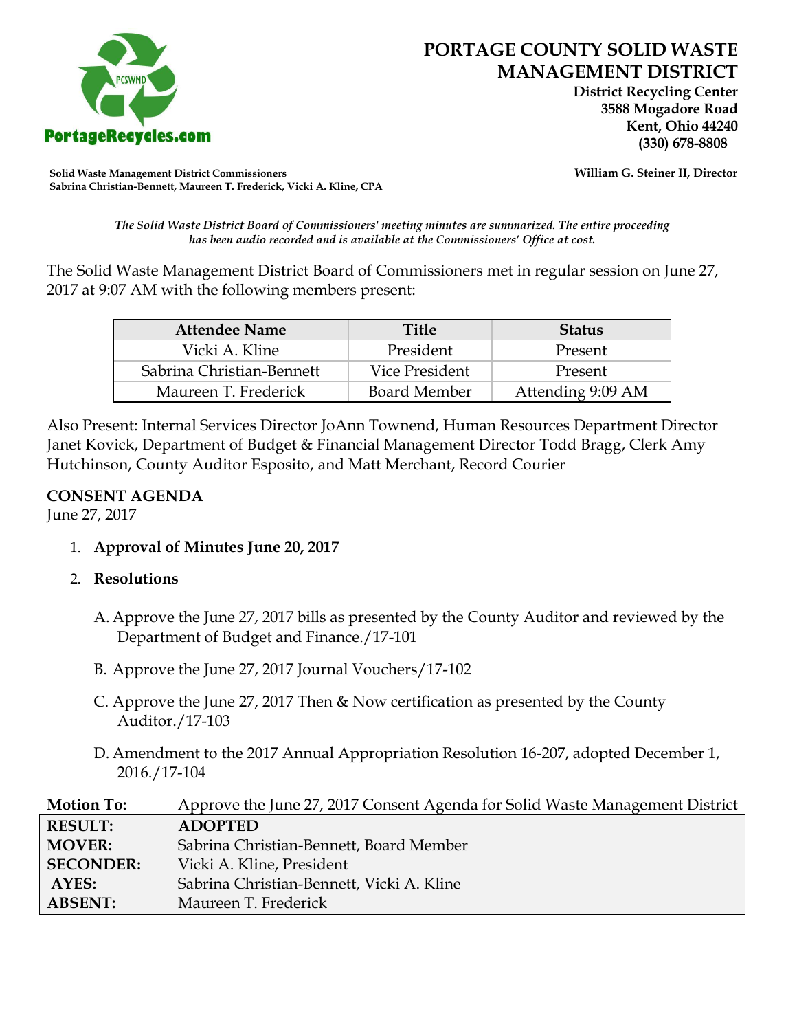# PORTAGE COUNTY SOLID WASTE MANAGEMENT DISTRICT

**District Recycling Center**
**3588 Mogadore Road**
**Kent, Ohio 44240**
**(330) 678-8808**

PortageRecycles.com

**Solid Waste Management District Commissioners**
**Sabrina Christian-Bennett, Maureen T. Frederick, Vicki A. Kline, CPA**

**William G. Steiner II, Director**

*The Solid Waste District Board of Commissioners' meeting minutes are summarized. The entire proceeding has been audio recorded and is available at the Commissioners' Office at cost.*

The Solid Waste Management District Board of Commissioners met in regular session on June 27, 2017 at 9:07 AM with the following members present:

| Attendee Name | Title | Status |
|---|---|---|
| Vicki A. Kline | President | Present |
| Sabrina Christian-Bennett | Vice President | Present |
| Maureen T. Frederick | Board Member | Attending 9:09 AM |

Also Present: Internal Services Director JoAnn Townend, Human Resources Department Director Janet Kovick, Department of Budget & Financial Management Director Todd Bragg, Clerk Amy Hutchinson, County Auditor Esposito, and Matt Merchant, Record Courier

**CONSENT AGENDA**
June 27, 2017

1. **Approval of Minutes June 20, 2017**
2. **Resolutions**
   - A. Approve the June 27, 2017 bills as presented by the County Auditor and reviewed by the Department of Budget and Finance./17-101
   - B. Approve the June 27, 2017 Journal Vouchers/17-102
   - C. Approve the June 27, 2017 Then & Now certification as presented by the County Auditor./17-103
   - D. Amendment to the 2017 Annual Appropriation Resolution 16-207, adopted December 1, 2016./17-104

| **Motion To:** | Approve the June 27, 2017 Consent Agenda for Solid Waste Management District |
|---|---|
| **RESULT:** | **ADOPTED** |
| **MOVER:** | Sabrina Christian-Bennett, Board Member |
| **SECONDER:** | Vicki A. Kline, President |
| **AYES:** | Sabrina Christian-Bennett, Vicki A. Kline |
| **ABSENT:** | Maureen T. Frederick |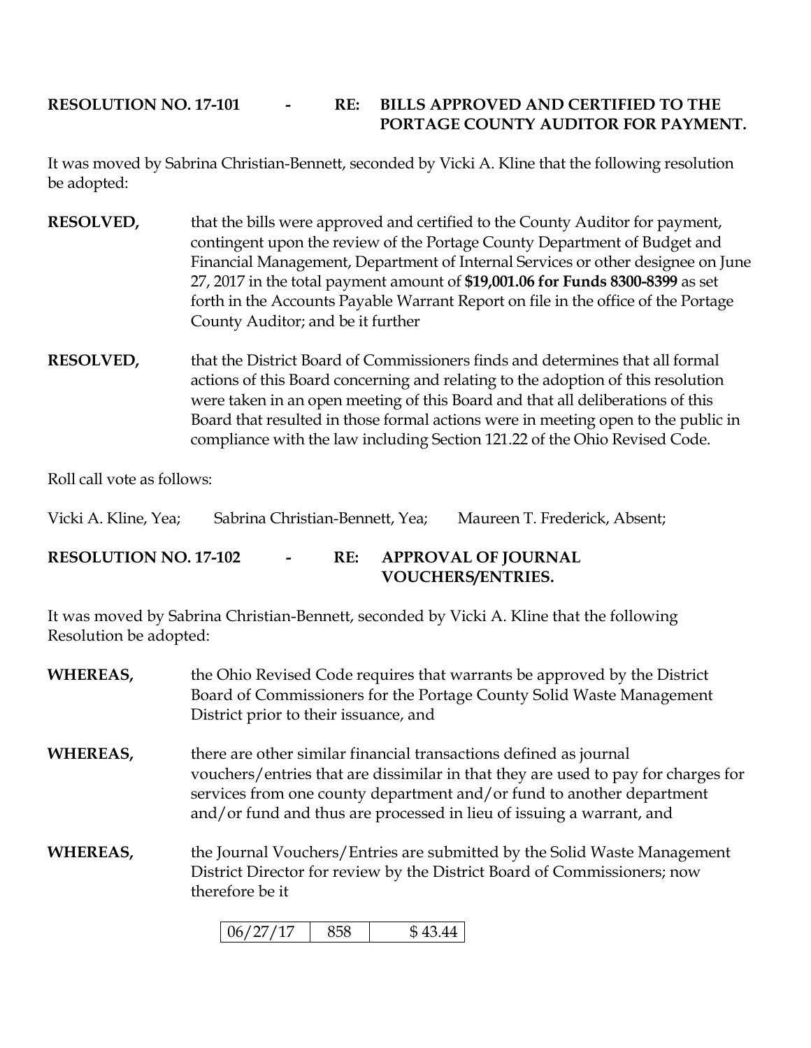**RESOLUTION NO. 17-101 - RE: BILLS APPROVED AND CERTIFIED TO THE PORTAGE COUNTY AUDITOR FOR PAYMENT.**

It was moved by Sabrina Christian-Bennett, seconded by Vicki A. Kline that the following resolution be adopted:

**RESOLVED,** that the bills were approved and certified to the County Auditor for payment, contingent upon the review of the Portage County Department of Budget and Financial Management, Department of Internal Services or other designee on June 27, 2017 in the total payment amount of **$19,001.06 for Funds 8300-8399** as set forth in the Accounts Payable Warrant Report on file in the office of the Portage County Auditor; and be it further

**RESOLVED,** that the District Board of Commissioners finds and determines that all formal actions of this Board concerning and relating to the adoption of this resolution were taken in an open meeting of this Board and that all deliberations of this Board that resulted in those formal actions were in meeting open to the public in compliance with the law including Section 121.22 of the Ohio Revised Code.

Roll call vote as follows:

Vicki A. Kline, Yea; Sabrina Christian-Bennett, Yea; Maureen T. Frederick, Absent;

**RESOLUTION NO. 17-102 - RE: APPROVAL OF JOURNAL VOUCHERS/ENTRIES.**

It was moved by Sabrina Christian-Bennett, seconded by Vicki A. Kline that the following Resolution be adopted:

**WHEREAS,** the Ohio Revised Code requires that warrants be approved by the District Board of Commissioners for the Portage County Solid Waste Management District prior to their issuance, and

**WHEREAS,** there are other similar financial transactions defined as journal vouchers/entries that are dissimilar in that they are used to pay for charges for services from one county department and/or fund to another department and/or fund and thus are processed in lieu of issuing a warrant, and

**WHEREAS,** the Journal Vouchers/Entries are submitted by the Solid Waste Management District Director for review by the District Board of Commissioners; now therefore be it

| 06/27/17 | 858 | $ 43.44 |
|---|---|---|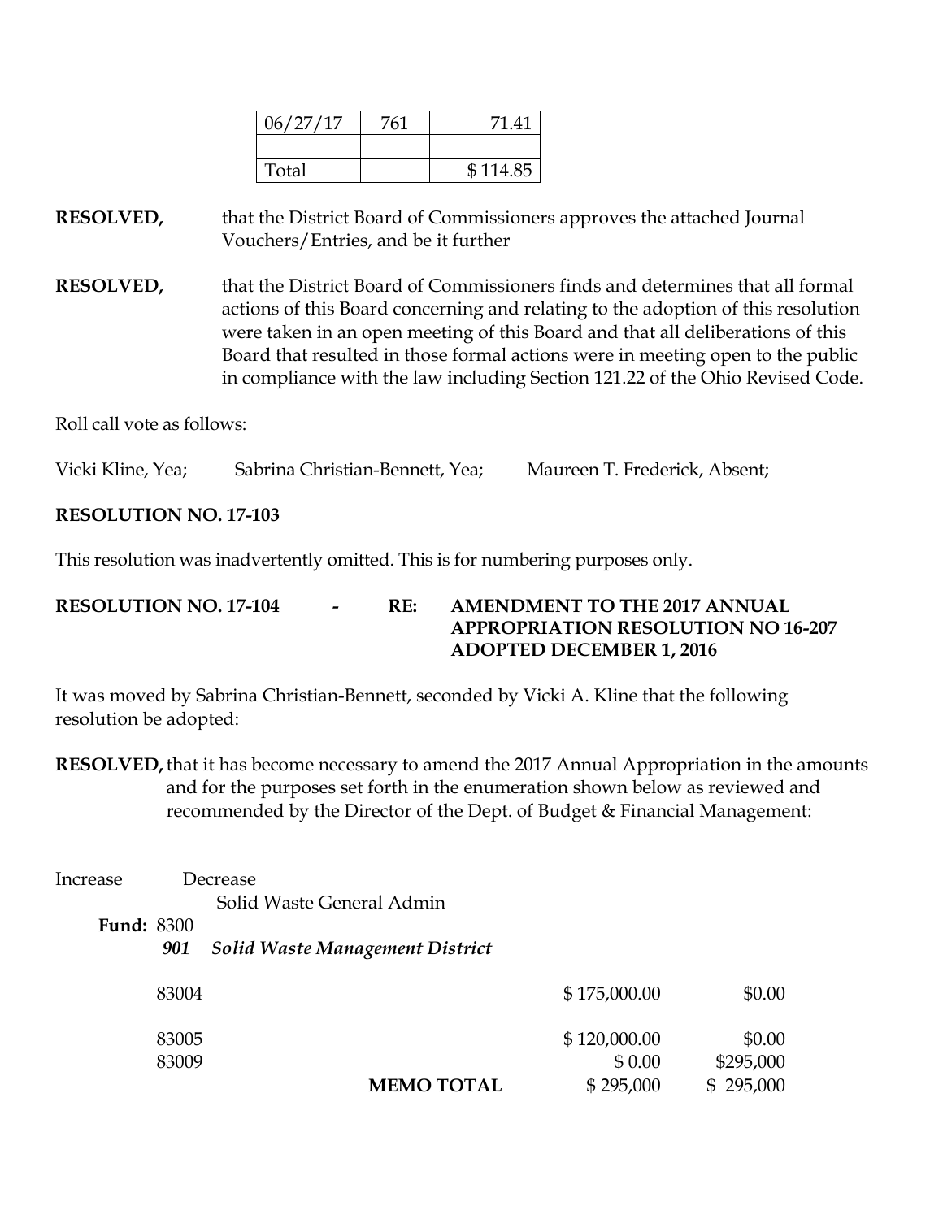| 06/27/17 | 761 | 71.41 |
|---|---|---|
| | | |
| Total | | $ 114.85 |

**RESOLVED,** that the District Board of Commissioners approves the attached Journal Vouchers/Entries, and be it further

**RESOLVED,** that the District Board of Commissioners finds and determines that all formal actions of this Board concerning and relating to the adoption of this resolution were taken in an open meeting of this Board and that all deliberations of this Board that resulted in those formal actions were in meeting open to the public in compliance with the law including Section 121.22 of the Ohio Revised Code.

Roll call vote as follows:

Vicki Kline, Yea; Sabrina Christian-Bennett, Yea; Maureen T. Frederick, Absent;

**RESOLUTION NO. 17-103**

This resolution was inadvertently omitted. This is for numbering purposes only.

**RESOLUTION NO. 17-104 - RE: AMENDMENT TO THE 2017 ANNUAL APPROPRIATION RESOLUTION NO 16-207 ADOPTED DECEMBER 1, 2016**

It was moved by Sabrina Christian-Bennett, seconded by Vicki A. Kline that the following resolution be adopted:

**RESOLVED,** that it has become necessary to amend the 2017 Annual Appropriation in the amounts and for the purposes set forth in the enumeration shown below as reviewed and recommended by the Director of the Dept. of Budget & Financial Management:

Increase Decrease

Solid Waste General Admin

**Fund:** 8300

***901 Solid Waste Management District***

| | Increase | Decrease |
|---|---|---|
| 83004 | $ 175,000.00 | $0.00 |
| 83005 | $ 120,000.00 | $0.00 |
| 83009 | $ 0.00 | $295,000 |
| **MEMO TOTAL** | $ 295,000 | $ 295,000 |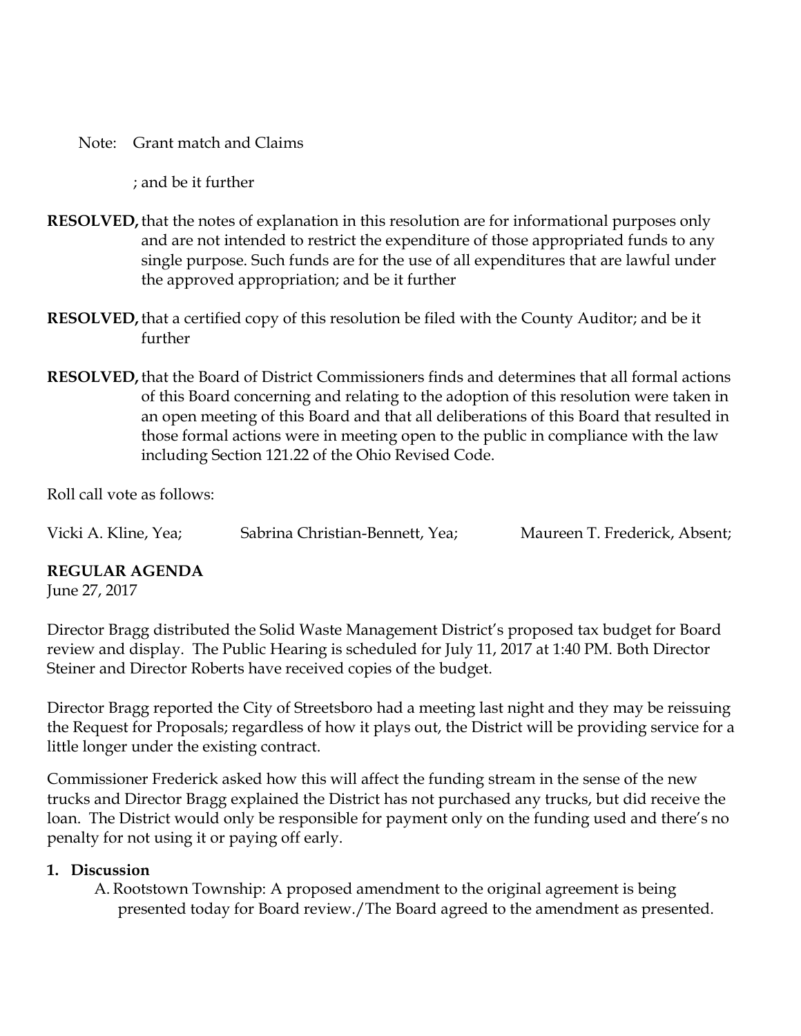Note: Grant match and Claims

; and be it further

**RESOLVED,** that the notes of explanation in this resolution are for informational purposes only and are not intended to restrict the expenditure of those appropriated funds to any single purpose. Such funds are for the use of all expenditures that are lawful under the approved appropriation; and be it further

**RESOLVED,** that a certified copy of this resolution be filed with the County Auditor; and be it further

**RESOLVED,** that the Board of District Commissioners finds and determines that all formal actions of this Board concerning and relating to the adoption of this resolution were taken in an open meeting of this Board and that all deliberations of this Board that resulted in those formal actions were in meeting open to the public in compliance with the law including Section 121.22 of the Ohio Revised Code.

Roll call vote as follows:

Vicki A. Kline, Yea; Sabrina Christian-Bennett, Yea; Maureen T. Frederick, Absent;

**REGULAR AGENDA**
June 27, 2017

Director Bragg distributed the Solid Waste Management District's proposed tax budget for Board review and display. The Public Hearing is scheduled for July 11, 2017 at 1:40 PM. Both Director Steiner and Director Roberts have received copies of the budget.

Director Bragg reported the City of Streetsboro had a meeting last night and they may be reissuing the Request for Proposals; regardless of how it plays out, the District will be providing service for a little longer under the existing contract.

Commissioner Frederick asked how this will affect the funding stream in the sense of the new trucks and Director Bragg explained the District has not purchased any trucks, but did receive the loan. The District would only be responsible for payment only on the funding used and there's no penalty for not using it or paying off early.

1. **Discussion**
   A. Rootstown Township: A proposed amendment to the original agreement is being presented today for Board review./The Board agreed to the amendment as presented.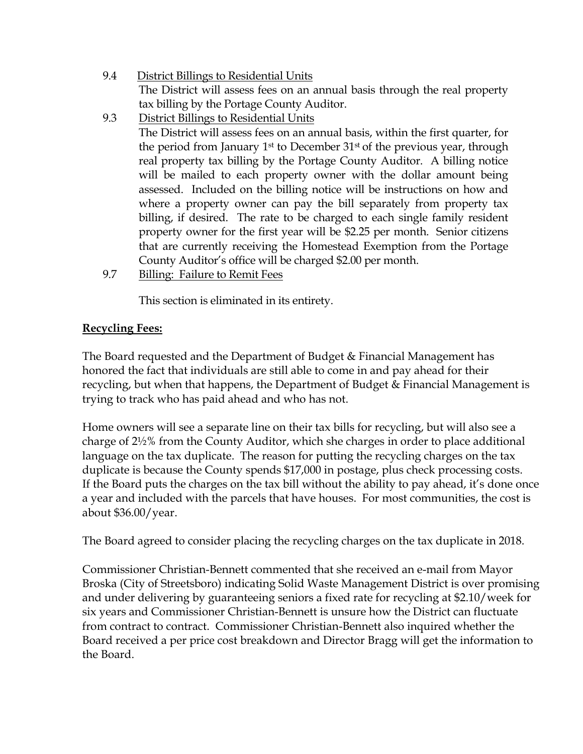9.4 District Billings to Residential Units

The District will assess fees on an annual basis through the real property tax billing by the Portage County Auditor.

9.3 District Billings to Residential Units

The District will assess fees on an annual basis, within the first quarter, for the period from January 1st to December 31st of the previous year, through real property tax billing by the Portage County Auditor. A billing notice will be mailed to each property owner with the dollar amount being assessed. Included on the billing notice will be instructions on how and where a property owner can pay the bill separately from property tax billing, if desired. The rate to be charged to each single family resident property owner for the first year will be $2.25 per month. Senior citizens that are currently receiving the Homestead Exemption from the Portage County Auditor's office will be charged $2.00 per month.

9.7 Billing: Failure to Remit Fees

This section is eliminated in its entirety.

**Recycling Fees:**

The Board requested and the Department of Budget & Financial Management has honored the fact that individuals are still able to come in and pay ahead for their recycling, but when that happens, the Department of Budget & Financial Management is trying to track who has paid ahead and who has not.

Home owners will see a separate line on their tax bills for recycling, but will also see a charge of 2½% from the County Auditor, which she charges in order to place additional language on the tax duplicate. The reason for putting the recycling charges on the tax duplicate is because the County spends $17,000 in postage, plus check processing costs. If the Board puts the charges on the tax bill without the ability to pay ahead, it's done once a year and included with the parcels that have houses. For most communities, the cost is about $36.00/year.

The Board agreed to consider placing the recycling charges on the tax duplicate in 2018.

Commissioner Christian-Bennett commented that she received an e-mail from Mayor Broska (City of Streetsboro) indicating Solid Waste Management District is over promising and under delivering by guaranteeing seniors a fixed rate for recycling at $2.10/week for six years and Commissioner Christian-Bennett is unsure how the District can fluctuate from contract to contract. Commissioner Christian-Bennett also inquired whether the Board received a per price cost breakdown and Director Bragg will get the information to the Board.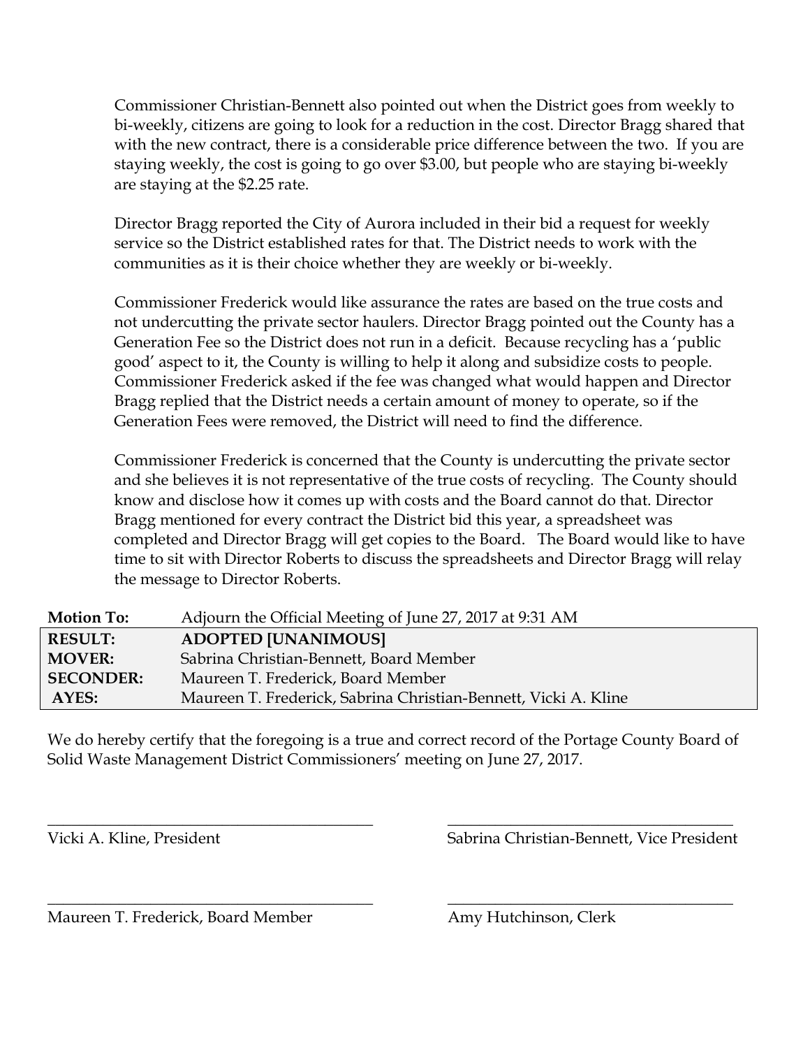Commissioner Christian-Bennett also pointed out when the District goes from weekly to bi-weekly, citizens are going to look for a reduction in the cost. Director Bragg shared that with the new contract, there is a considerable price difference between the two. If you are staying weekly, the cost is going to go over $3.00, but people who are staying bi-weekly are staying at the $2.25 rate.

Director Bragg reported the City of Aurora included in their bid a request for weekly service so the District established rates for that. The District needs to work with the communities as it is their choice whether they are weekly or bi-weekly.

Commissioner Frederick would like assurance the rates are based on the true costs and not undercutting the private sector haulers. Director Bragg pointed out the County has a Generation Fee so the District does not run in a deficit. Because recycling has a 'public good' aspect to it, the County is willing to help it along and subsidize costs to people. Commissioner Frederick asked if the fee was changed what would happen and Director Bragg replied that the District needs a certain amount of money to operate, so if the Generation Fees were removed, the District will need to find the difference.

Commissioner Frederick is concerned that the County is undercutting the private sector and she believes it is not representative of the true costs of recycling. The County should know and disclose how it comes up with costs and the Board cannot do that. Director Bragg mentioned for every contract the District bid this year, a spreadsheet was completed and Director Bragg will get copies to the Board. The Board would like to have time to sit with Director Roberts to discuss the spreadsheets and Director Bragg will relay the message to Director Roberts.

| **Motion To:** | Adjourn the Official Meeting of June 27, 2017 at 9:31 AM |
|---|---|
| **RESULT:** | **ADOPTED [UNANIMOUS]** |
| **MOVER:** | Sabrina Christian-Bennett, Board Member |
| **SECONDER:** | Maureen T. Frederick, Board Member |
| **AYES:** | Maureen T. Frederick, Sabrina Christian-Bennett, Vicki A. Kline |

We do hereby certify that the foregoing is a true and correct record of the Portage County Board of Solid Waste Management District Commissioners' meeting on June 27, 2017.

\_\_\_\_\_\_\_\_\_\_\_\_\_\_\_\_\_\_\_\_\_\_\_\_\_\_\_\_\_\_\_\_\_\_\_\_\_\_\_\_
Vicki A. Kline, President

\_\_\_\_\_\_\_\_\_\_\_\_\_\_\_\_\_\_\_\_\_\_\_\_\_\_\_\_\_\_\_\_\_\_\_\_\_\_\_\_
Sabrina Christian-Bennett, Vice President

\_\_\_\_\_\_\_\_\_\_\_\_\_\_\_\_\_\_\_\_\_\_\_\_\_\_\_\_\_\_\_\_\_\_\_\_\_\_\_\_
Maureen T. Frederick, Board Member

\_\_\_\_\_\_\_\_\_\_\_\_\_\_\_\_\_\_\_\_\_\_\_\_\_\_\_\_\_\_\_\_\_\_\_\_\_\_\_\_
Amy Hutchinson, Clerk